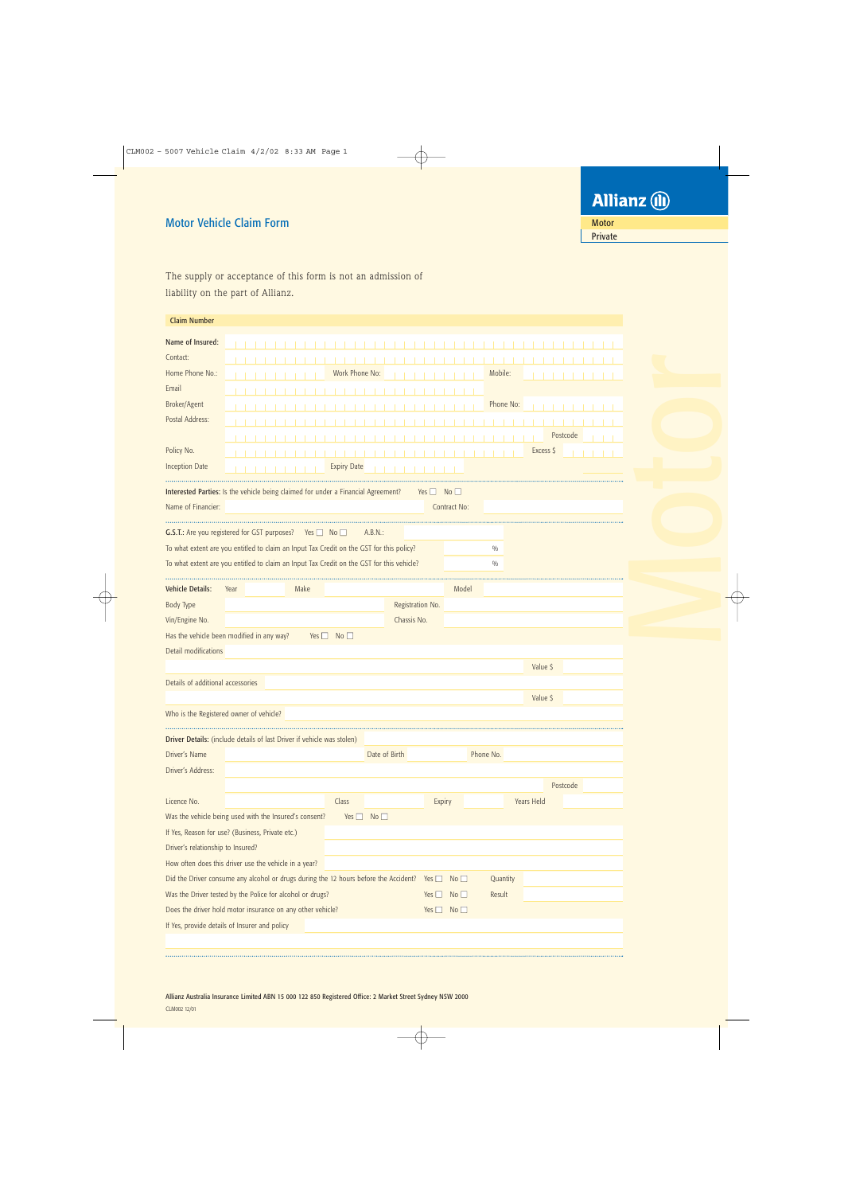# Motor Vehicle Claim Form

**Allianz**

Motor
Private

The supply or acceptance of this form is not an admission of liability on the part of Allianz.

**Claim Number**

**Name of Insured:**

Contact:

Home Phone No.: Work Phone No: Mobile:

Email

Broker/Agent Phone No:

Postal Address:

Postcode

Policy No. Excess $

Inception Date Expiry Date

**Interested Parties:** Is the vehicle being claimed for under a Financial Agreement? Yes ☐ No ☐

Name of Financier: Contract No:

**G.S.T.:** Are you registered for GST purposes? Yes ☐ No ☐ A.B.N.:

To what extent are you entitled to claim an Input Tax Credit on the GST for this policy? %

To what extent are you entitled to claim an Input Tax Credit on the GST for this vehicle? %

**Vehicle Details:** Year Make Model

Body Type Registration No.

Vin/Engine No. Chassis No.

Has the vehicle been modified in any way? Yes ☐ No ☐

Detail modifications

Value $

Details of additional accessories

Value $

Who is the Registered owner of vehicle?

**Driver Details:** (include details of last Driver if vehicle was stolen)

Driver's Name Date of Birth Phone No.

Driver's Address:

Postcode

Licence No. Class Expiry Years Held

Was the vehicle being used with the Insured's consent? Yes ☐ No ☐

If Yes, Reason for use? (Business, Private etc.)

Driver's relationship to Insured?

How often does this driver use the vehicle in a year?

Did the Driver consume any alcohol or drugs during the 12 hours before the Accident? Yes ☐ No ☐ Quantity

Was the Driver tested by the Police for alcohol or drugs? Yes ☐ No ☐ Result

Does the driver hold motor insurance on any other vehicle? Yes ☐ No ☐

If Yes, provide details of Insurer and policy

**Allianz Australia Insurance Limited ABN 15 000 122 850 Registered Office: 2 Market Street Sydney NSW 2000**

CLM002 12/01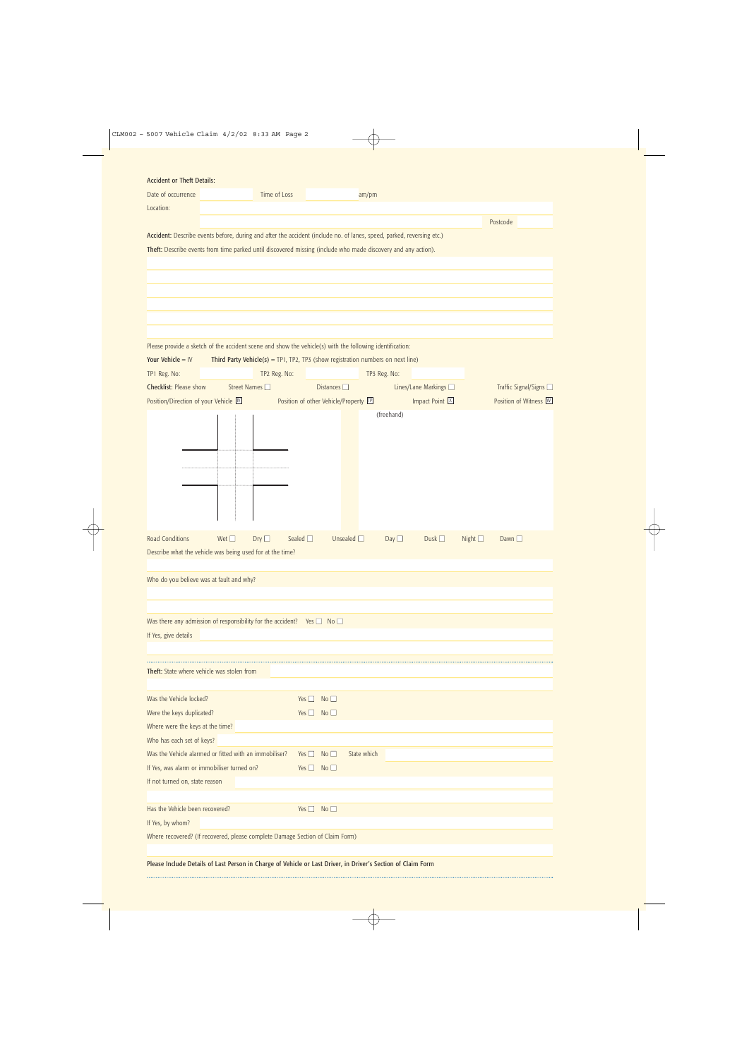**Accident or Theft Details:**

Date of occurrence ______ Time of Loss ______ am/pm

Location: ______

Postcode ______

**Accident:** Describe events before, during and after the accident (include no. of lanes, speed, parked, reversing etc.)

**Theft:** Describe events from time parked until discovered missing (include who made discovery and any action).

Please provide a sketch of the accident scene and show the vehicle(s) with the following identification:

**Your Vehicle** = IV **Third Party Vehicle(s)** = TP1, TP2, TP3 (show registration numbers on next line)

TP1 Reg. No: ______ TP2 Reg. No: ______ TP3 Reg. No: ______

**Checklist:** Please show Street Names ☐ Distances ☐ Lines/Lane Markings ☐ Traffic Signal/Signs ☐

Position/Direction of your Vehicle [IV] Position of other Vehicle/Property [TP] Impact Point [X] Position of Witness [W]

(freehand)

Road Conditions Wet ☐ Dry ☐ Sealed ☐ Unsealed ☐ Day ☐ Dusk ☐ Night ☐ Dawn ☐

Describe what the vehicle was being used for at the time?

Who do you believe was at fault and why?

Was there any admission of responsibility for the accident? Yes ☐ No ☐

If Yes, give details ______

**Theft:** State where vehicle was stolen from ______

Was the Vehicle locked? Yes ☐ No ☐

Were the keys duplicated? Yes ☐ No ☐

Where were the keys at the time? ______

Who has each set of keys? ______

Was the Vehicle alarmed or fitted with an immobiliser? Yes ☐ No ☐ State which ______

If Yes, was alarm or immobiliser turned on? Yes ☐ No ☐

If not turned on, state reason ______

Has the Vehicle been recovered? Yes ☐ No ☐

If Yes, by whom? ______

Where recovered? (If recovered, please complete Damage Section of Claim Form)

**Please Include Details of Last Person in Charge of Vehicle or Last Driver, in Driver's Section of Claim Form**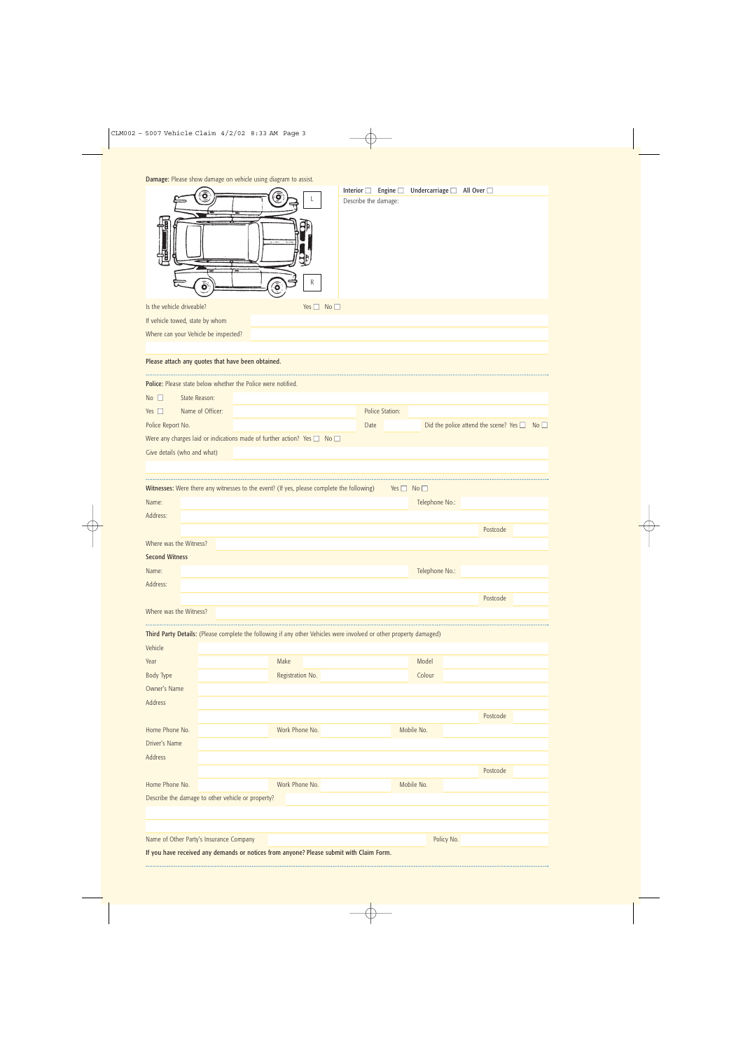**Damage:** Please show damage on vehicle using diagram to assist.

L

R

Interior ☐ Engine ☐ Undercarriage ☐ All Over ☐

Describe the damage:

Is the vehicle driveable? Yes ☐ No ☐

If vehicle towed, state by whom

Where can your Vehicle be inspected?

**Please attach any quotes that have been obtained.**

**Police:** Please state below whether the Police were notified.

No ☐ State Reason:

Yes ☐ Name of Officer: Police Station:

Police Report No. Date Did the police attend the scene? Yes ☐ No ☐

Were any charges laid or indications made of further action? Yes ☐ No ☐

Give details (who and what)

**Witnesses:** Were there any witnesses to the event? (If yes, please complete the following) Yes ☐ No ☐

Name: Telephone No.:

Address:

Postcode

Where was the Witness?

**Second Witness**

Name: Telephone No.:

Address:

Postcode

Where was the Witness?

**Third Party Details:** (Please complete the following if any other Vehicles were involved or other property damaged)

Vehicle

Year Make Model

Body Type Registration No. Colour

Owner's Name

Address

Postcode

Home Phone No. Work Phone No. Mobile No.

Driver's Name

Address

Postcode

Home Phone No. Work Phone No. Mobile No.

Describe the damage to other vehicle or property?

Name of Other Party's Insurance Company Policy No.

**If you have received any demands or notices from anyone? Please submit with Claim Form.**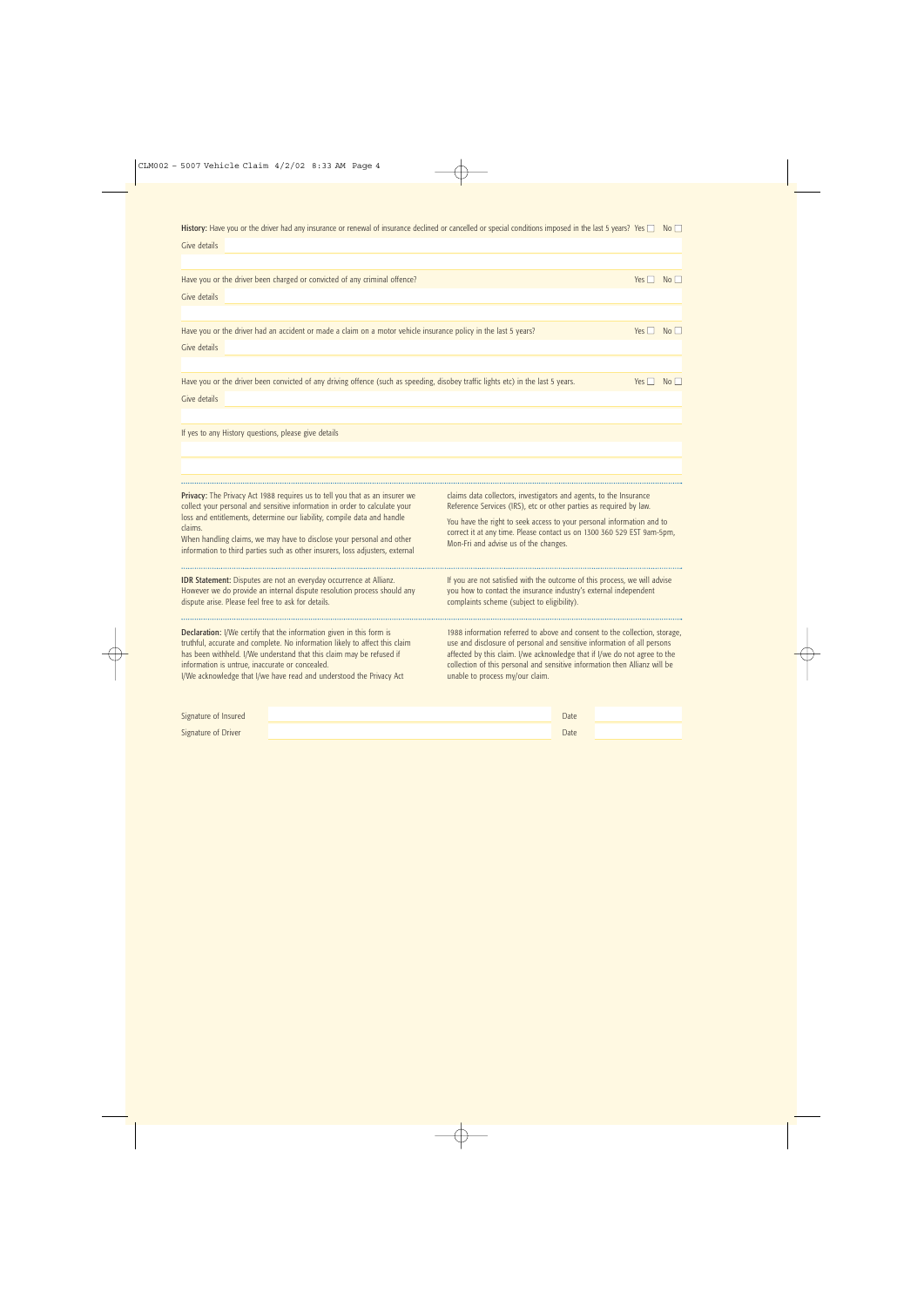**History:** Have you or the driver had any insurance or renewal of insurance declined or cancelled or special conditions imposed in the last 5 years? Yes ☐ No ☐

Give details

Have you or the driver been charged or convicted of any criminal offence? Yes ☐ No ☐

Give details

Have you or the driver had an accident or made a claim on a motor vehicle insurance policy in the last 5 years? Yes ☐ No ☐

Give details

Have you or the driver been convicted of any driving offence (such as speeding, disobey traffic lights etc) in the last 5 years. Yes ☐ No ☐

Give details

If yes to any History questions, please give details

**Privacy:** The Privacy Act 1988 requires us to tell you that as an insurer we collect your personal and sensitive information in order to calculate your loss and entitlements, determine our liability, compile data and handle claims.

When handling claims, we may have to disclose your personal and other information to third parties such as other insurers, loss adjusters, external claims data collectors, investigators and agents, to the Insurance Reference Services (IRS), etc or other parties as required by law.

You have the right to seek access to your personal information and to correct it at any time. Please contact us on 1300 360 529 EST 9am-5pm, Mon-Fri and advise us of the changes.

**IDR Statement:** Disputes are not an everyday occurrence at Allianz. However we do provide an internal dispute resolution process should any dispute arise. Please feel free to ask for details.

If you are not satisfied with the outcome of this process, we will advise you how to contact the insurance industry's external independent complaints scheme (subject to eligibility).

**Declaration:** I/We certify that the information given in this form is truthful, accurate and complete. No information likely to affect this claim has been withheld. I/We understand that this claim may be refused if information is untrue, inaccurate or concealed.

I/We acknowledge that I/we have read and understood the Privacy Act 1988 information referred to above and consent to the collection, storage, use and disclosure of personal and sensitive information of all persons affected by this claim. I/we acknowledge that if I/we do not agree to the collection of this personal and sensitive information then Allianz will be unable to process my/our claim.

Signature of Insured Date

Signature of Driver Date